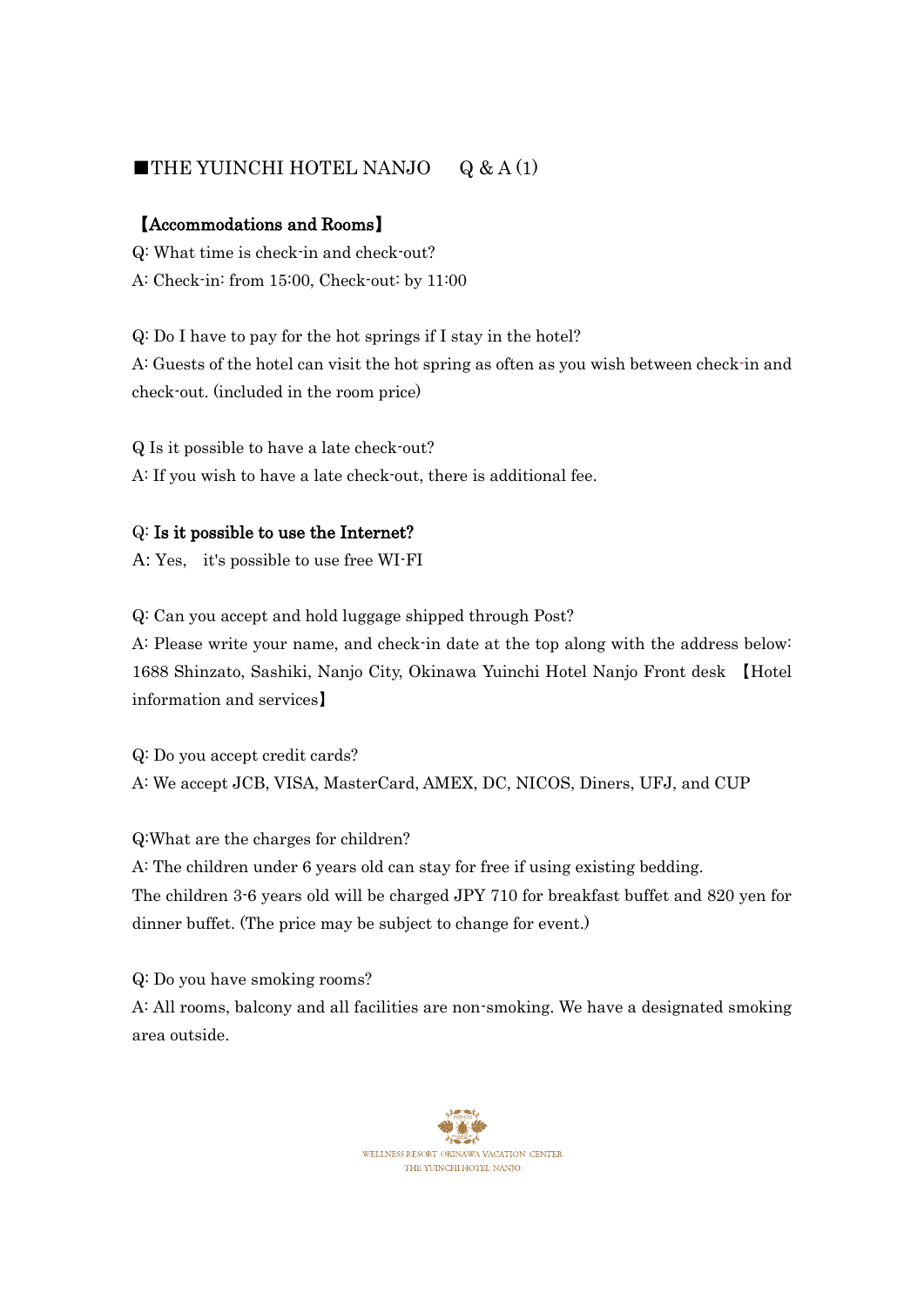# ■THE YUINCHI HOTEL NANJO　Q & A (1)

## 【Accommodations and Rooms】

Q: What time is check-in and check-out?
A: Check-in: from 15:00, Check-out: by 11:00

Q: Do I have to pay for the hot springs if I stay in the hotel?
A: Guests of the hotel can visit the hot spring as often as you wish between check-in and check-out. (included in the room price)

Q Is it possible to have a late check-out?
A: If you wish to have a late check-out, there is additional fee.

Q: **Is it possible to use the Internet?**
A: Yes,　it's possible to use free WI-FI

Q: Can you accept and hold luggage shipped through Post?
A: Please write your name, and check-in date at the top along with the address below: 1688 Shinzato, Sashiki, Nanjo City, Okinawa Yuinchi Hotel Nanjo Front desk 【Hotel information and services】

Q: Do you accept credit cards?
A: We accept JCB, VISA, MasterCard, AMEX, DC, NICOS, Diners, UFJ, and CUP

Q:What are the charges for children?
A: The children under 6 years old can stay for free if using existing bedding.
The children 3-6 years old will be charged JPY 710 for breakfast buffet and 820 yen for dinner buffet. (The price may be subject to change for event.)

Q: Do you have smoking rooms?
A: All rooms, balcony and all facilities are non-smoking. We have a designated smoking area outside.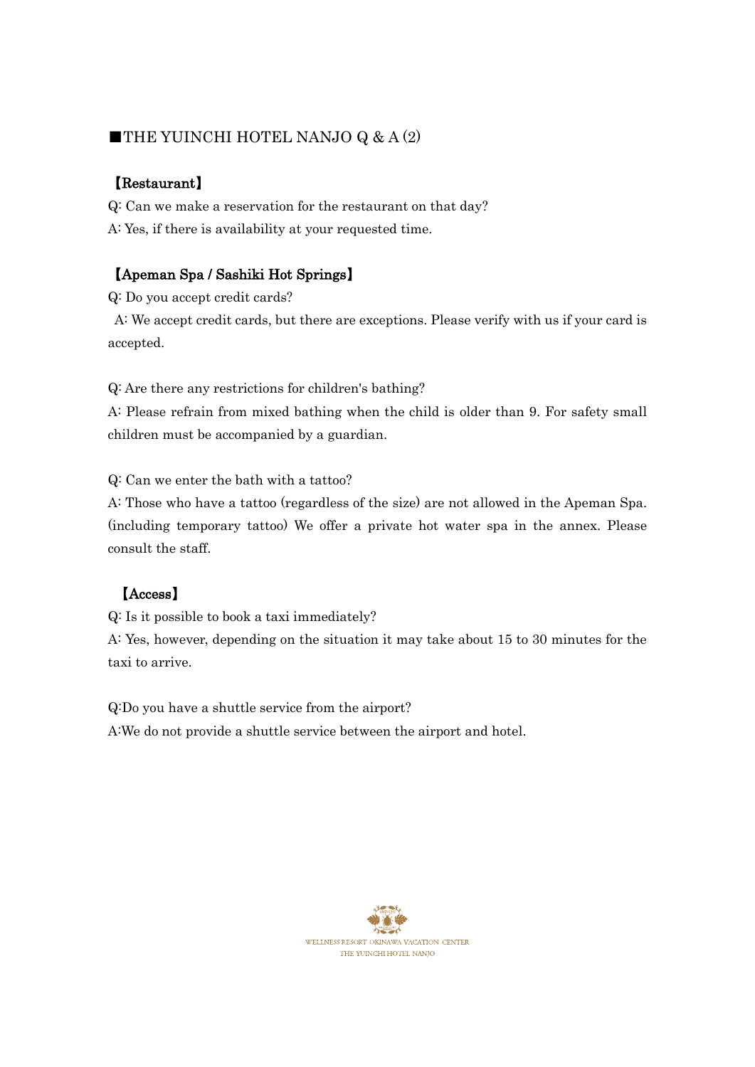## ■THE YUINCHI HOTEL NANJO Q & A (2)

### 【Restaurant】

Q: Can we make a reservation for the restaurant on that day?

A: Yes, if there is availability at your requested time.

### 【Apeman Spa / Sashiki Hot Springs】

Q: Do you accept credit cards?

A: We accept credit cards, but there are exceptions. Please verify with us if your card is accepted.

Q: Are there any restrictions for children's bathing?

A: Please refrain from mixed bathing when the child is older than 9. For safety small children must be accompanied by a guardian.

Q: Can we enter the bath with a tattoo?

A: Those who have a tattoo (regardless of the size) are not allowed in the Apeman Spa. (including temporary tattoo) We offer a private hot water spa in the annex. Please consult the staff.

### 【Access】

Q: Is it possible to book a taxi immediately?

A: Yes, however, depending on the situation it may take about 15 to 30 minutes for the taxi to arrive.

Q:Do you have a shuttle service from the airport?

A:We do not provide a shuttle service between the airport and hotel.